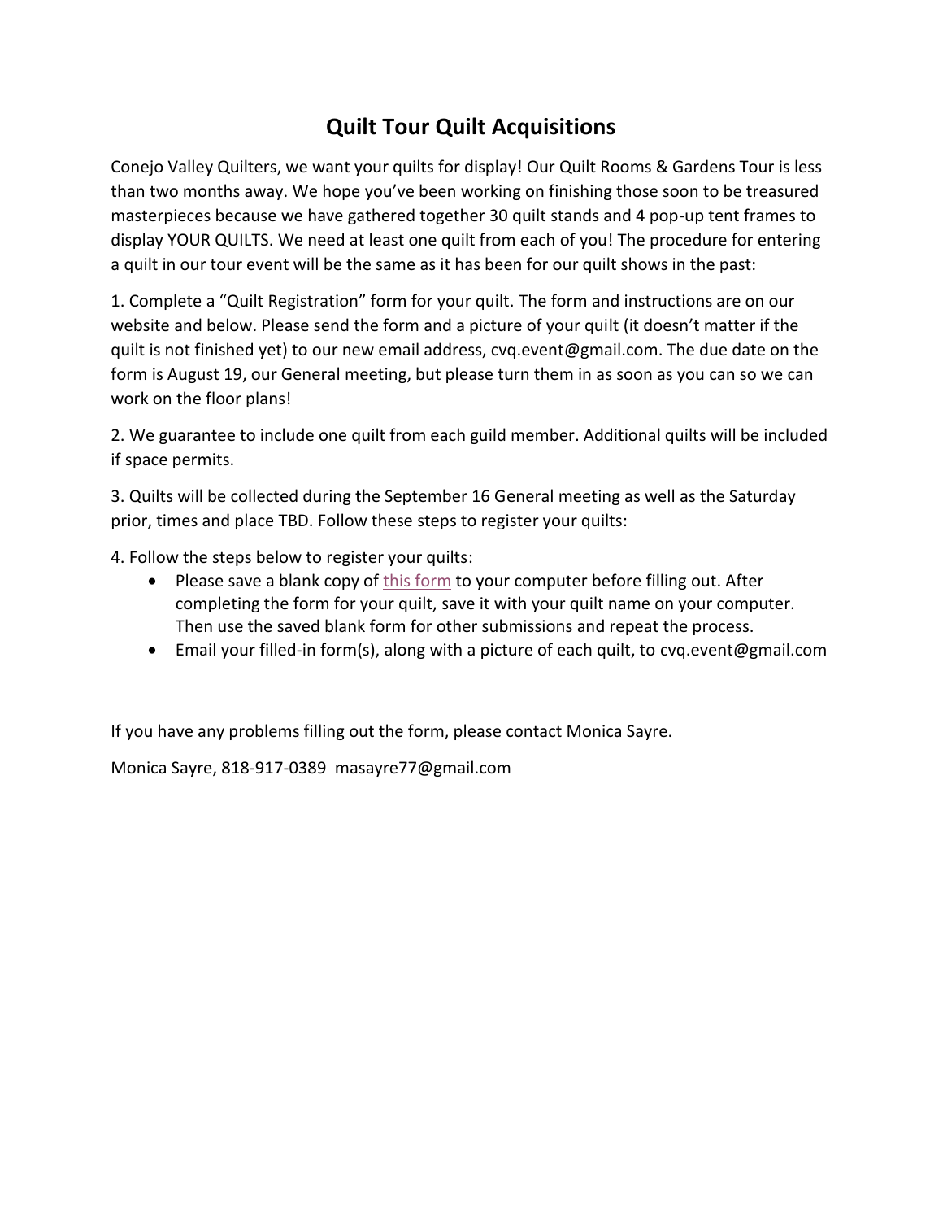# Quilt Tour Quilt Acquisitions

Conejo Valley Quilters, we want your quilts for display! Our Quilt Rooms & Gardens Tour is less than two months away. We hope you've been working on finishing those soon to be treasured masterpieces because we have gathered together 30 quilt stands and 4 pop-up tent frames to display YOUR QUILTS. We need at least one quilt from each of you! The procedure for entering a quilt in our tour event will be the same as it has been for our quilt shows in the past:

1. Complete a "Quilt Registration" form for your quilt. The form and instructions are on our website and below. Please send the form and a picture of your quilt (it doesn't matter if the quilt is not finished yet) to our new email address, cvq.event@gmail.com. The due date on the form is August 19, our General meeting, but please turn them in as soon as you can so we can work on the floor plans!

2. We guarantee to include one quilt from each guild member. Additional quilts will be included if space permits.

3. Quilts will be collected during the September 16 General meeting as well as the Saturday prior, times and place TBD. Follow these steps to register your quilts:

4. Follow the steps below to register your quilts:
   - Please save a blank copy of this form to your computer before filling out. After completing the form for your quilt, save it with your quilt name on your computer. Then use the saved blank form for other submissions and repeat the process.
   - Email your filled-in form(s), along with a picture of each quilt, to cvq.event@gmail.com

If you have any problems filling out the form, please contact Monica Sayre.

Monica Sayre, 818-917-0389 masayre77@gmail.com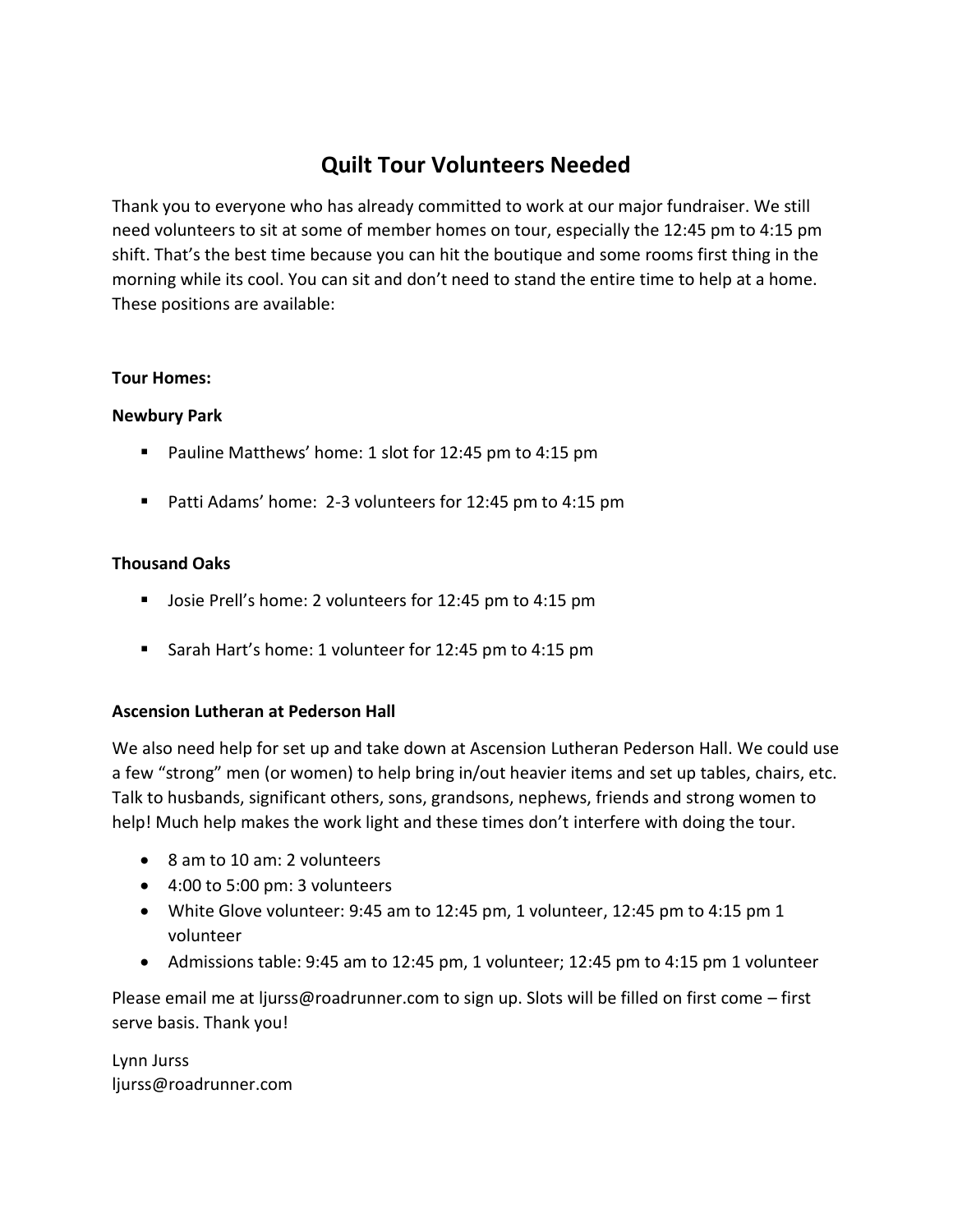# Quilt Tour Volunteers Needed

Thank you to everyone who has already committed to work at our major fundraiser. We still need volunteers to sit at some of member homes on tour, especially the 12:45 pm to 4:15 pm shift. That's the best time because you can hit the boutique and some rooms first thing in the morning while its cool. You can sit and don't need to stand the entire time to help at a home. These positions are available:

**Tour Homes:**

**Newbury Park**

- Pauline Matthews' home: 1 slot for 12:45 pm to 4:15 pm
- Patti Adams' home: 2-3 volunteers for 12:45 pm to 4:15 pm

**Thousand Oaks**

- Josie Prell's home: 2 volunteers for 12:45 pm to 4:15 pm
- Sarah Hart's home: 1 volunteer for 12:45 pm to 4:15 pm

**Ascension Lutheran at Pederson Hall**

We also need help for set up and take down at Ascension Lutheran Pederson Hall. We could use a few "strong" men (or women) to help bring in/out heavier items and set up tables, chairs, etc. Talk to husbands, significant others, sons, grandsons, nephews, friends and strong women to help! Much help makes the work light and these times don't interfere with doing the tour.

- 8 am to 10 am: 2 volunteers
- 4:00 to 5:00 pm: 3 volunteers
- White Glove volunteer: 9:45 am to 12:45 pm, 1 volunteer, 12:45 pm to 4:15 pm 1 volunteer
- Admissions table: 9:45 am to 12:45 pm, 1 volunteer; 12:45 pm to 4:15 pm 1 volunteer

Please email me at ljurss@roadrunner.com to sign up. Slots will be filled on first come – first serve basis. Thank you!

Lynn Jurss
ljurss@roadrunner.com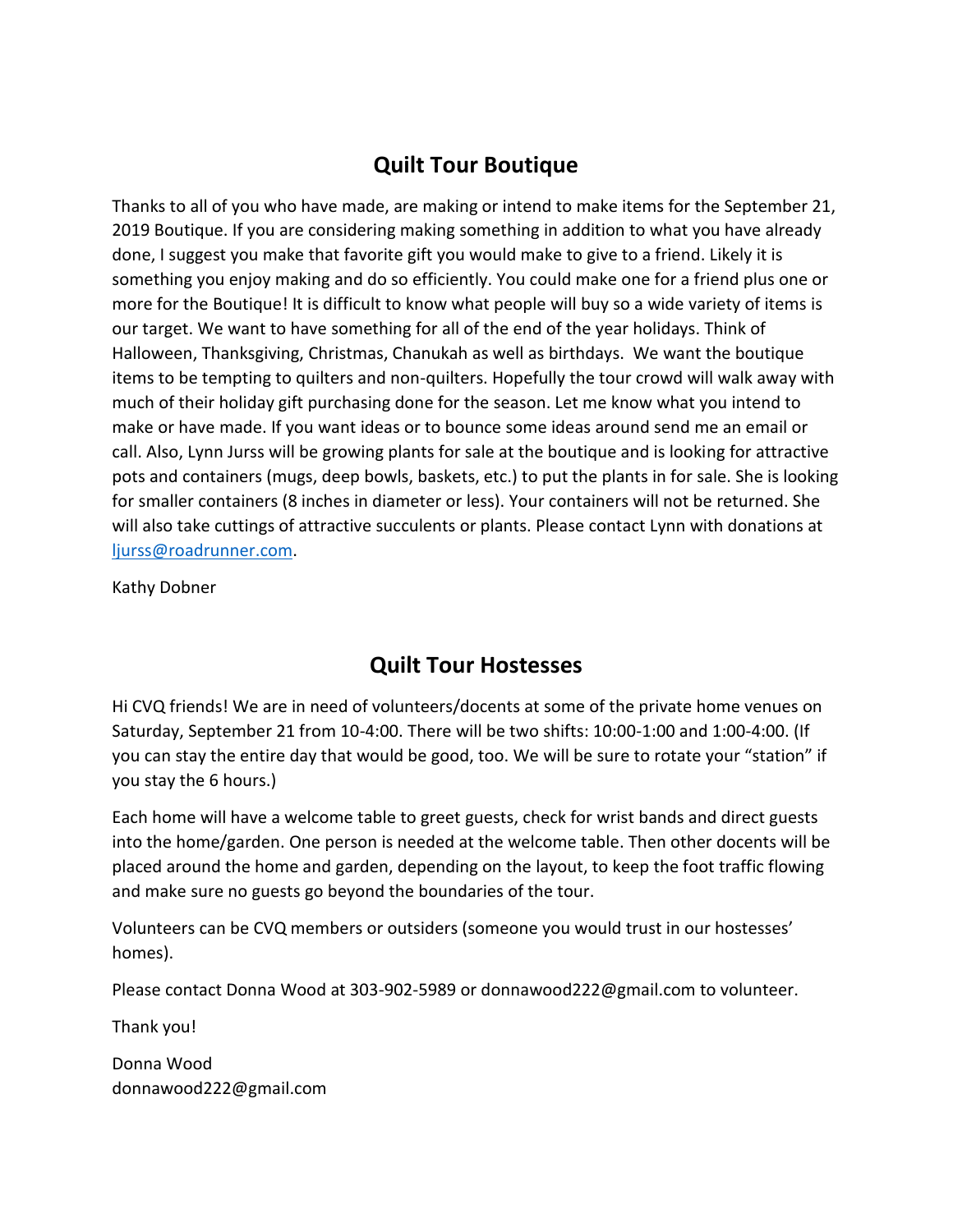## Quilt Tour Boutique

Thanks to all of you who have made, are making or intend to make items for the September 21, 2019 Boutique. If you are considering making something in addition to what you have already done, I suggest you make that favorite gift you would make to give to a friend. Likely it is something you enjoy making and do so efficiently. You could make one for a friend plus one or more for the Boutique! It is difficult to know what people will buy so a wide variety of items is our target. We want to have something for all of the end of the year holidays. Think of Halloween, Thanksgiving, Christmas, Chanukah as well as birthdays. We want the boutique items to be tempting to quilters and non-quilters. Hopefully the tour crowd will walk away with much of their holiday gift purchasing done for the season. Let me know what you intend to make or have made. If you want ideas or to bounce some ideas around send me an email or call. Also, Lynn Jurss will be growing plants for sale at the boutique and is looking for attractive pots and containers (mugs, deep bowls, baskets, etc.) to put the plants in for sale. She is looking for smaller containers (8 inches in diameter or less). Your containers will not be returned. She will also take cuttings of attractive succulents or plants. Please contact Lynn with donations at ljurss@roadrunner.com.

Kathy Dobner

## Quilt Tour Hostesses

Hi CVQ friends! We are in need of volunteers/docents at some of the private home venues on Saturday, September 21 from 10-4:00. There will be two shifts: 10:00-1:00 and 1:00-4:00. (If you can stay the entire day that would be good, too. We will be sure to rotate your "station" if you stay the 6 hours.)

Each home will have a welcome table to greet guests, check for wrist bands and direct guests into the home/garden. One person is needed at the welcome table. Then other docents will be placed around the home and garden, depending on the layout, to keep the foot traffic flowing and make sure no guests go beyond the boundaries of the tour.

Volunteers can be CVQ members or outsiders (someone you would trust in our hostesses' homes).

Please contact Donna Wood at 303-902-5989 or donnawood222@gmail.com to volunteer.

Thank you!

Donna Wood
donnawood222@gmail.com